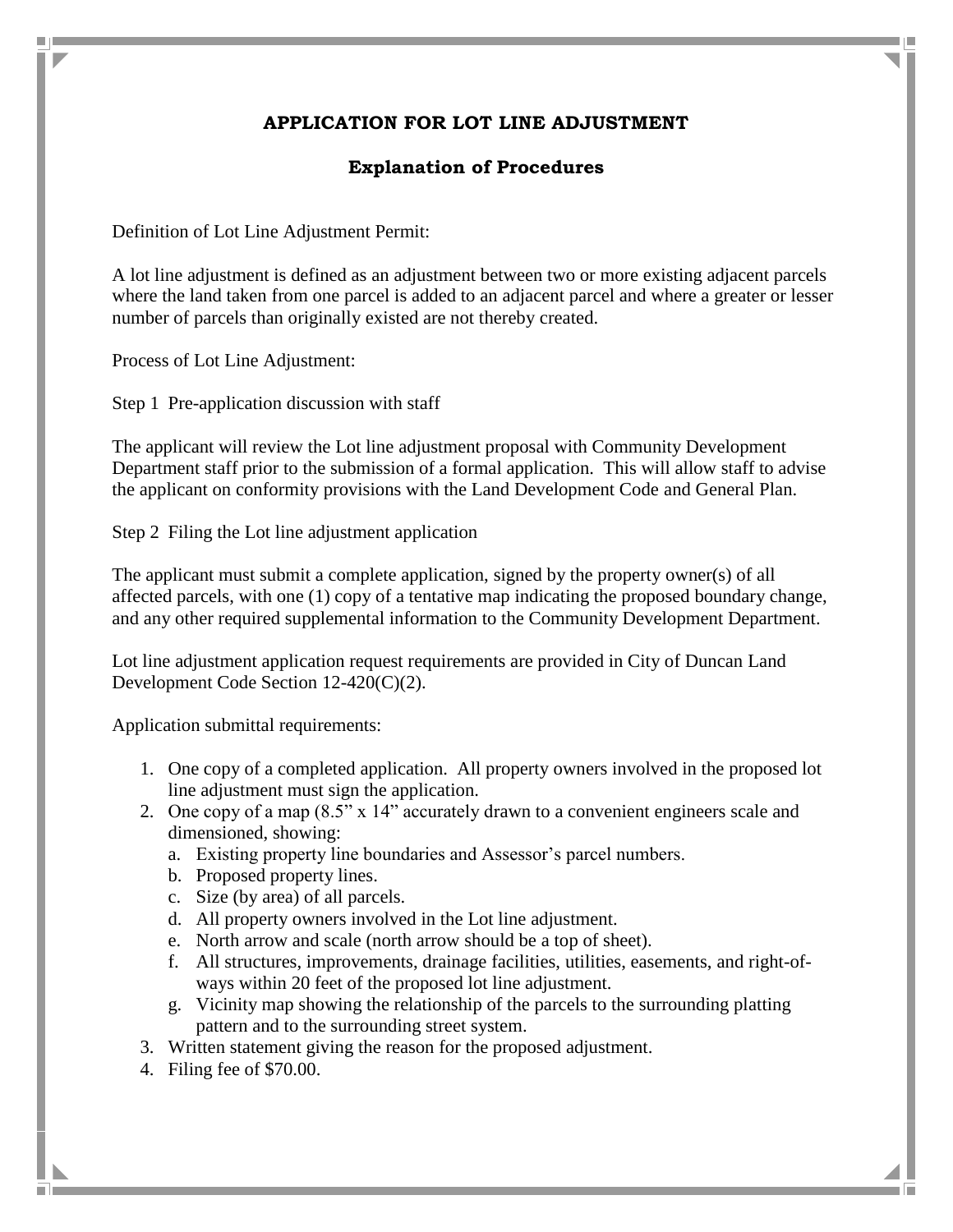# APPLICATION FOR LOT LINE ADJUSTMENT

## Explanation of Procedures

Definition of Lot Line Adjustment Permit:

A lot line adjustment is defined as an adjustment between two or more existing adjacent parcels where the land taken from one parcel is added to an adjacent parcel and where a greater or lesser number of parcels than originally existed are not thereby created.

Process of Lot Line Adjustment:

Step 1 Pre-application discussion with staff

The applicant will review the Lot line adjustment proposal with Community Development Department staff prior to the submission of a formal application. This will allow staff to advise the applicant on conformity provisions with the Land Development Code and General Plan.

Step 2 Filing the Lot line adjustment application

The applicant must submit a complete application, signed by the property owner(s) of all affected parcels, with one (1) copy of a tentative map indicating the proposed boundary change, and any other required supplemental information to the Community Development Department.

Lot line adjustment application request requirements are provided in City of Duncan Land Development Code Section 12-420(C)(2).

Application submittal requirements:

1. One copy of a completed application. All property owners involved in the proposed lot line adjustment must sign the application.
2. One copy of a map (8.5" x 14" accurately drawn to a convenient engineers scale and dimensioned, showing:
   a. Existing property line boundaries and Assessor's parcel numbers.
   b. Proposed property lines.
   c. Size (by area) of all parcels.
   d. All property owners involved in the Lot line adjustment.
   e. North arrow and scale (north arrow should be a top of sheet).
   f. All structures, improvements, drainage facilities, utilities, easements, and right-of-ways within 20 feet of the proposed lot line adjustment.
   g. Vicinity map showing the relationship of the parcels to the surrounding platting pattern and to the surrounding street system.
3. Written statement giving the reason for the proposed adjustment.
4. Filing fee of $70.00.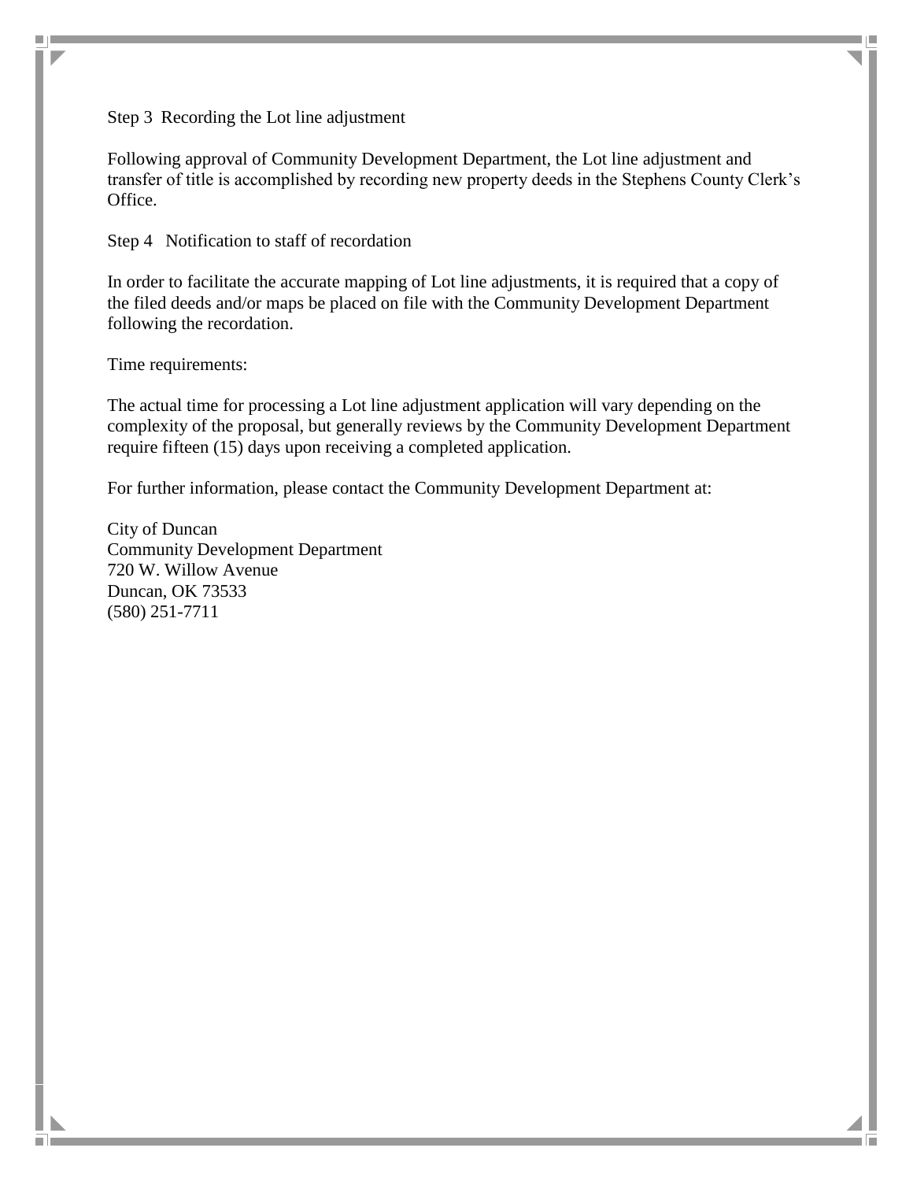Step 3 Recording the Lot line adjustment

Following approval of Community Development Department, the Lot line adjustment and transfer of title is accomplished by recording new property deeds in the Stephens County Clerk's Office.

Step 4 Notification to staff of recordation

In order to facilitate the accurate mapping of Lot line adjustments, it is required that a copy of the filed deeds and/or maps be placed on file with the Community Development Department following the recordation.

Time requirements:

The actual time for processing a Lot line adjustment application will vary depending on the complexity of the proposal, but generally reviews by the Community Development Department require fifteen (15) days upon receiving a completed application.

For further information, please contact the Community Development Department at:

City of Duncan
Community Development Department
720 W. Willow Avenue
Duncan, OK 73533
(580) 251-7711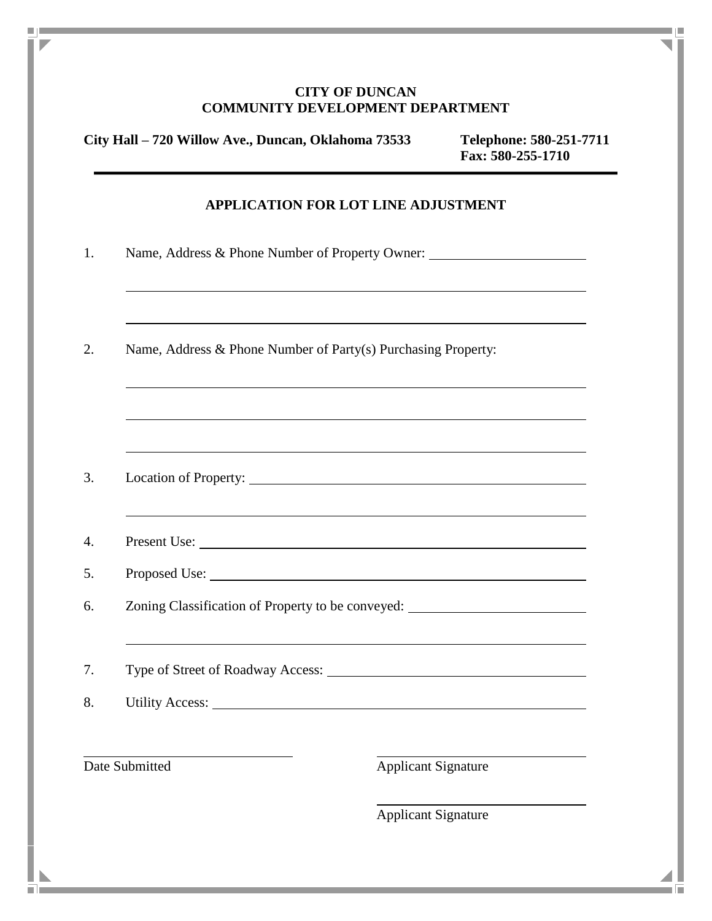**CITY OF DUNCAN**
**COMMUNITY DEVELOPMENT DEPARTMENT**

**City Hall – 720 Willow Ave., Duncan, Oklahoma 73533**

**Telephone: 580-251-7711**
**Fax: 580-255-1710**

---

## APPLICATION FOR LOT LINE ADJUSTMENT

1. Name, Address & Phone Number of Property Owner: ______________________

   ____________________________________________________________

   ____________________________________________________________

2. Name, Address & Phone Number of Party(s) Purchasing Property:

   ____________________________________________________________

   ____________________________________________________________

   ____________________________________________________________

3. Location of Property: ____________________________________________

   ____________________________________________________________

4. Present Use: ____________________________________________________

5. Proposed Use: __________________________________________________

6. Zoning Classification of Property to be conveyed: ________________________

   ____________________________________________________________

7. Type of Street of Roadway Access: ____________________________________

8. Utility Access: __________________________________________________

______________________________
Date Submitted

______________________________
Applicant Signature

______________________________
Applicant Signature